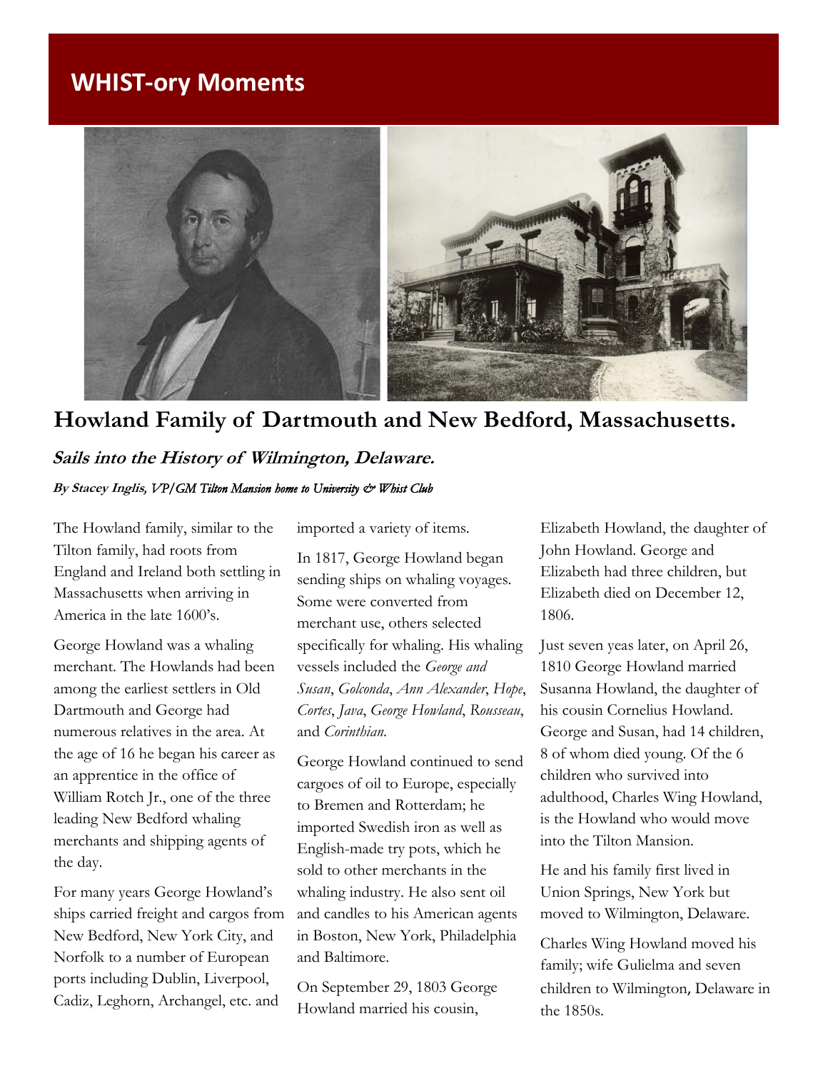## WHIST-ory Moments

# Howland Family of Dartmouth and New Bedford, Massachusetts.

### *Sails into the History of Wilmington, Delaware.*

***By Stacey Inglis, VP/GM Tilton Mansion home to University & Whist Club***

The Howland family, similar to the Tilton family, had roots from England and Ireland both settling in Massachusetts when arriving in America in the late 1600's.

George Howland was a whaling merchant. The Howlands had been among the earliest settlers in Old Dartmouth and George had numerous relatives in the area. At the age of 16 he began his career as an apprentice in the office of William Rotch Jr., one of the three leading New Bedford whaling merchants and shipping agents of the day.

For many years George Howland's ships carried freight and cargos from New Bedford, New York City, and Norfolk to a number of European ports including Dublin, Liverpool, Cadiz, Leghorn, Archangel, etc. and imported a variety of items.

In 1817, George Howland began sending ships on whaling voyages. Some were converted from merchant use, others selected specifically for whaling. His whaling vessels included the *George and Susan*, *Golconda*, *Ann Alexander*, *Hope*, *Cortes*, *Java*, *George Howland*, *Rousseau*, and *Corinthian*.

George Howland continued to send cargoes of oil to Europe, especially to Bremen and Rotterdam; he imported Swedish iron as well as English-made try pots, which he sold to other merchants in the whaling industry. He also sent oil and candles to his American agents in Boston, New York, Philadelphia and Baltimore.

On September 29, 1803 George Howland married his cousin, Elizabeth Howland, the daughter of John Howland. George and Elizabeth had three children, but Elizabeth died on December 12, 1806.

Just seven yeas later, on April 26, 1810 George Howland married Susanna Howland, the daughter of his cousin Cornelius Howland. George and Susan, had 14 children, 8 of whom died young. Of the 6 children who survived into adulthood, Charles Wing Howland, is the Howland who would move into the Tilton Mansion.

He and his family first lived in Union Springs, New York but moved to Wilmington, Delaware.

Charles Wing Howland moved his family; wife Gulielma and seven children to Wilmington, Delaware in the 1850s.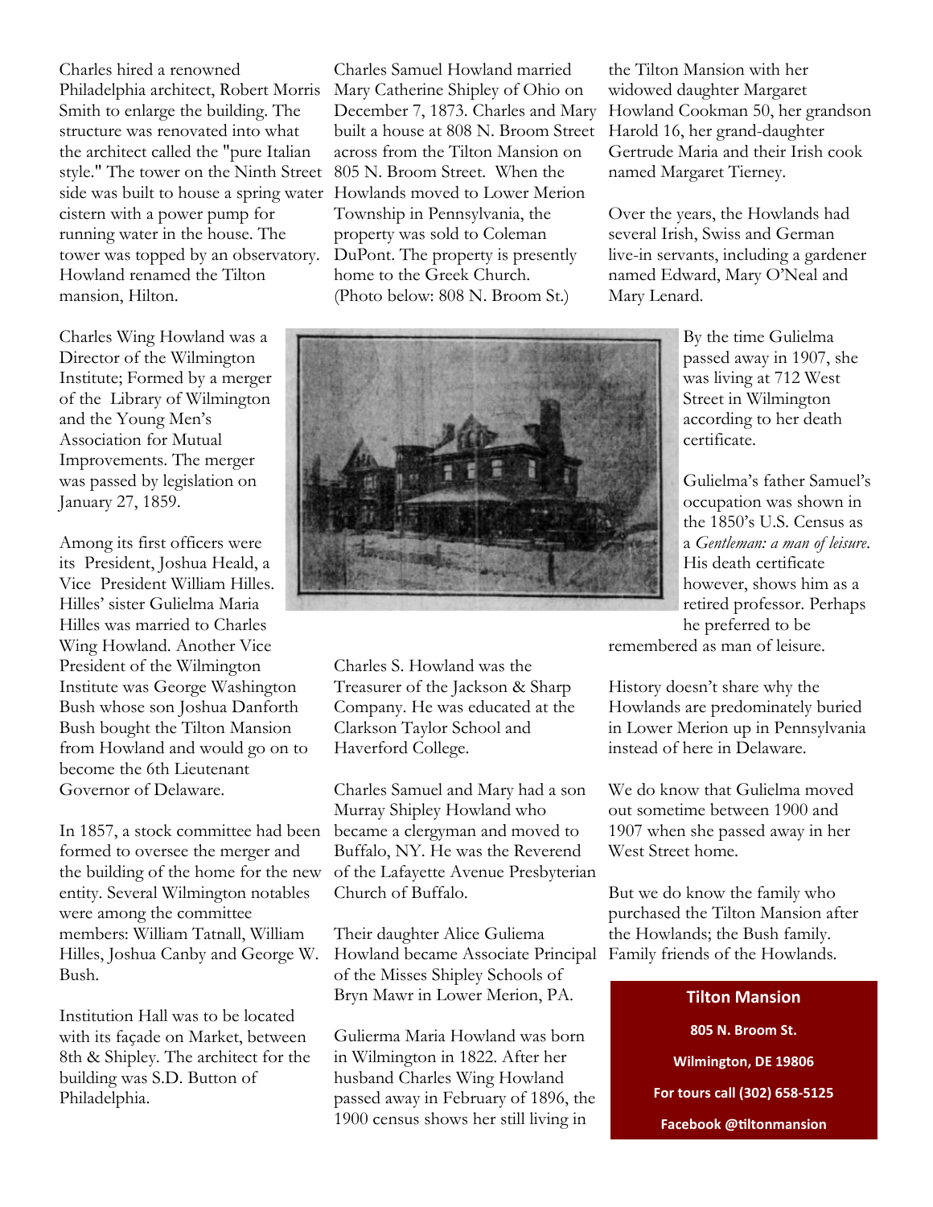Charles hired a renowned Philadelphia architect, Robert Morris Smith to enlarge the building. The structure was renovated into what the architect called the "pure Italian style." The tower on the Ninth Street side was built to house a spring water cistern with a power pump for running water in the house. The tower was topped by an observatory. Howland renamed the Tilton mansion, Hilton.

Charles Wing Howland was a Director of the Wilmington Institute; Formed by a merger of the Library of Wilmington and the Young Men's Association for Mutual Improvements. The merger was passed by legislation on January 27, 1859.

Among its first officers were its President, Joshua Heald, a Vice President William Hilles. Hilles' sister Gulielma Maria Hilles was married to Charles Wing Howland. Another Vice President of the Wilmington Institute was George Washington Bush whose son Joshua Danforth Bush bought the Tilton Mansion from Howland and would go on to become the 6th Lieutenant Governor of Delaware.

In 1857, a stock committee had been formed to oversee the merger and the building of the home for the new entity. Several Wilmington notables were among the committee members: William Tatnall, William Hilles, Joshua Canby and George W. Bush.

Institution Hall was to be located with its façade on Market, between 8th & Shipley. The architect for the building was S.D. Button of Philadelphia.

Charles Samuel Howland married Mary Catherine Shipley of Ohio on December 7, 1873. Charles and Mary built a house at 808 N. Broom Street across from the Tilton Mansion on 805 N. Broom Street. When the Howlands moved to Lower Merion Township in Pennsylvania, the property was sold to Coleman DuPont. The property is presently home to the Greek Church. (Photo below: 808 N. Broom St.)

Charles S. Howland was the Treasurer of the Jackson & Sharp Company. He was educated at the Clarkson Taylor School and Haverford College.

Charles Samuel and Mary had a son Murray Shipley Howland who became a clergyman and moved to Buffalo, NY. He was the Reverend of the Lafayette Avenue Presbyterian Church of Buffalo.

Their daughter Alice Guliema Howland became Associate Principal of the Misses Shipley Schools of Bryn Mawr in Lower Merion, PA.

Gulierma Maria Howland was born in Wilmington in 1822. After her husband Charles Wing Howland passed away in February of 1896, the 1900 census shows her still living in the Tilton Mansion with her widowed daughter Margaret Howland Cookman 50, her grandson Harold 16, her grand-daughter Gertrude Maria and their Irish cook named Margaret Tierney.

Over the years, the Howlands had several Irish, Swiss and German live-in servants, including a gardener named Edward, Mary O'Neal and Mary Lenard.

By the time Gulielma passed away in 1907, she was living at 712 West Street in Wilmington according to her death certificate.

Gulielma's father Samuel's occupation was shown in the 1850's U.S. Census as a *Gentleman: a man of leisure*. His death certificate however, shows him as a retired professor. Perhaps he preferred to be remembered as man of leisure.

History doesn't share why the Howlands are predominately buried in Lower Merion up in Pennsylvania instead of here in Delaware.

We do know that Gulielma moved out sometime between 1900 and 1907 when she passed away in her West Street home.

But we do know the family who purchased the Tilton Mansion after the Howlands; the Bush family. Family friends of the Howlands.

**Tilton Mansion**

**805 N. Broom St.**

**Wilmington, DE 19806**

**For tours call (302) 658-5125**

**Facebook @tiltonmansion**